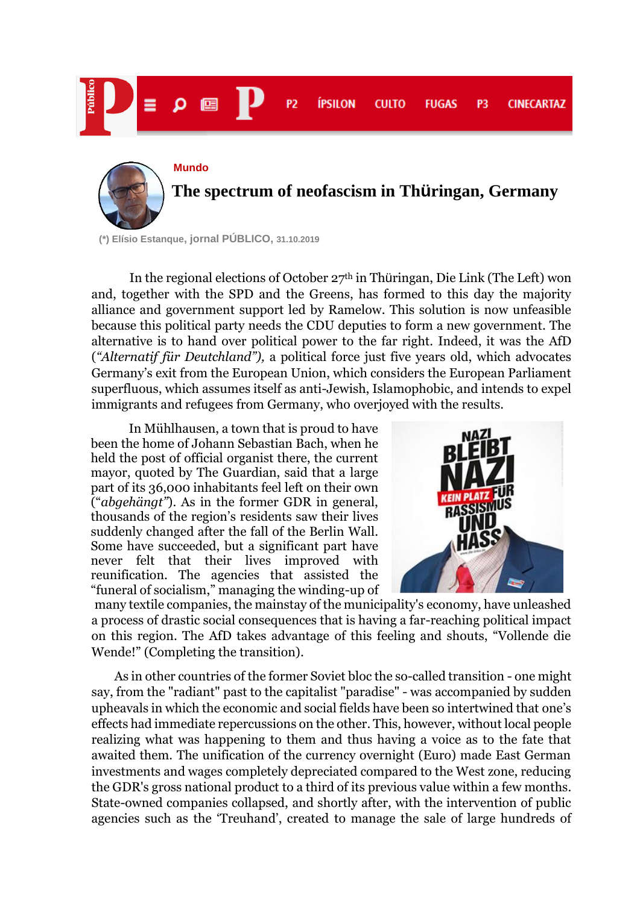Mundo

# The spectrum of neofascism in Thüringan, Germany

(*) Elísio Estanque, jornal PÚBLICO, 31.10.2019

In the regional elections of October 27th in Thüringan, Die Link (The Left) won and, together with the SPD and the Greens, has formed to this day the majority alliance and government support led by Ramelow. This solution is now unfeasible because this political party needs the CDU deputies to form a new government. The alternative is to hand over political power to the far right. Indeed, it was the AfD (*"Alternatif für Deutchland"),* a political force just five years old, which advocates Germany's exit from the European Union, which considers the European Parliament superfluous, which assumes itself as anti-Jewish, Islamophobic, and intends to expel immigrants and refugees from Germany, who overjoyed with the results.

In Mühlhausen, a town that is proud to have been the home of Johann Sebastian Bach, when he held the post of official organist there, the current mayor, quoted by The Guardian, said that a large part of its 36,000 inhabitants feel left on their own ("*abgehängt"*). As in the former GDR in general, thousands of the region's residents saw their lives suddenly changed after the fall of the Berlin Wall. Some have succeeded, but a significant part have never felt that their lives improved with reunification. The agencies that assisted the "funeral of socialism," managing the winding-up of many textile companies, the mainstay of the municipality's economy, have unleashed a process of drastic social consequences that is having a far-reaching political impact on this region. The AfD takes advantage of this feeling and shouts, "Vollende die Wende!" (Completing the transition).

As in other countries of the former Soviet bloc the so-called transition - one might say, from the "radiant" past to the capitalist "paradise" - was accompanied by sudden upheavals in which the economic and social fields have been so intertwined that one's effects had immediate repercussions on the other. This, however, without local people realizing what was happening to them and thus having a voice as to the fate that awaited them. The unification of the currency overnight (Euro) made East German investments and wages completely depreciated compared to the West zone, reducing the GDR's gross national product to a third of its previous value within a few months. State-owned companies collapsed, and shortly after, with the intervention of public agencies such as the 'Treuhand', created to manage the sale of large hundreds of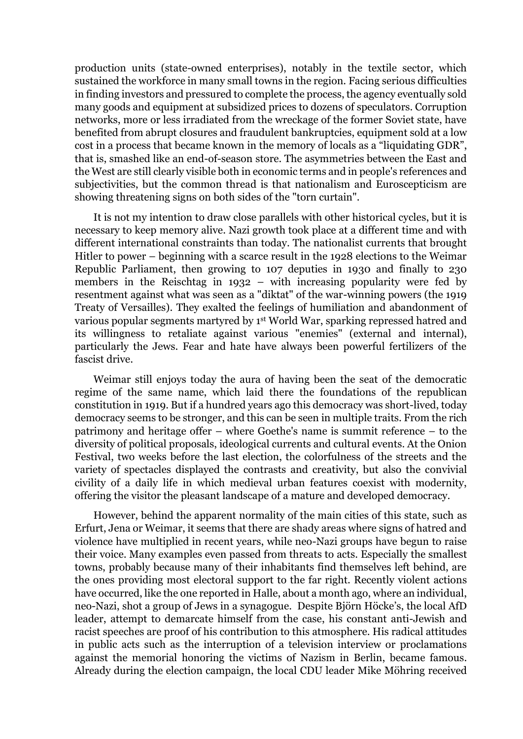production units (state-owned enterprises), notably in the textile sector, which sustained the workforce in many small towns in the region. Facing serious difficulties in finding investors and pressured to complete the process, the agency eventually sold many goods and equipment at subsidized prices to dozens of speculators. Corruption networks, more or less irradiated from the wreckage of the former Soviet state, have benefited from abrupt closures and fraudulent bankruptcies, equipment sold at a low cost in a process that became known in the memory of locals as a "liquidating GDR", that is, smashed like an end-of-season store. The asymmetries between the East and the West are still clearly visible both in economic terms and in people's references and subjectivities, but the common thread is that nationalism and Euroscepticism are showing threatening signs on both sides of the "torn curtain".

It is not my intention to draw close parallels with other historical cycles, but it is necessary to keep memory alive. Nazi growth took place at a different time and with different international constraints than today. The nationalist currents that brought Hitler to power – beginning with a scarce result in the 1928 elections to the Weimar Republic Parliament, then growing to 107 deputies in 1930 and finally to 230 members in the Reischtag in 1932 – with increasing popularity were fed by resentment against what was seen as a "diktat" of the war-winning powers (the 1919 Treaty of Versailles). They exalted the feelings of humiliation and abandonment of various popular segments martyred by 1st World War, sparking repressed hatred and its willingness to retaliate against various "enemies" (external and internal), particularly the Jews. Fear and hate have always been powerful fertilizers of the fascist drive.

Weimar still enjoys today the aura of having been the seat of the democratic regime of the same name, which laid there the foundations of the republican constitution in 1919. But if a hundred years ago this democracy was short-lived, today democracy seems to be stronger, and this can be seen in multiple traits. From the rich patrimony and heritage offer – where Goethe's name is summit reference – to the diversity of political proposals, ideological currents and cultural events. At the Onion Festival, two weeks before the last election, the colorfulness of the streets and the variety of spectacles displayed the contrasts and creativity, but also the convivial civility of a daily life in which medieval urban features coexist with modernity, offering the visitor the pleasant landscape of a mature and developed democracy.

However, behind the apparent normality of the main cities of this state, such as Erfurt, Jena or Weimar, it seems that there are shady areas where signs of hatred and violence have multiplied in recent years, while neo-Nazi groups have begun to raise their voice. Many examples even passed from threats to acts. Especially the smallest towns, probably because many of their inhabitants find themselves left behind, are the ones providing most electoral support to the far right. Recently violent actions have occurred, like the one reported in Halle, about a month ago, where an individual, neo-Nazi, shot a group of Jews in a synagogue. Despite Björn Höcke's, the local AfD leader, attempt to demarcate himself from the case, his constant anti-Jewish and racist speeches are proof of his contribution to this atmosphere. His radical attitudes in public acts such as the interruption of a television interview or proclamations against the memorial honoring the victims of Nazism in Berlin, became famous. Already during the election campaign, the local CDU leader Mike Möhring received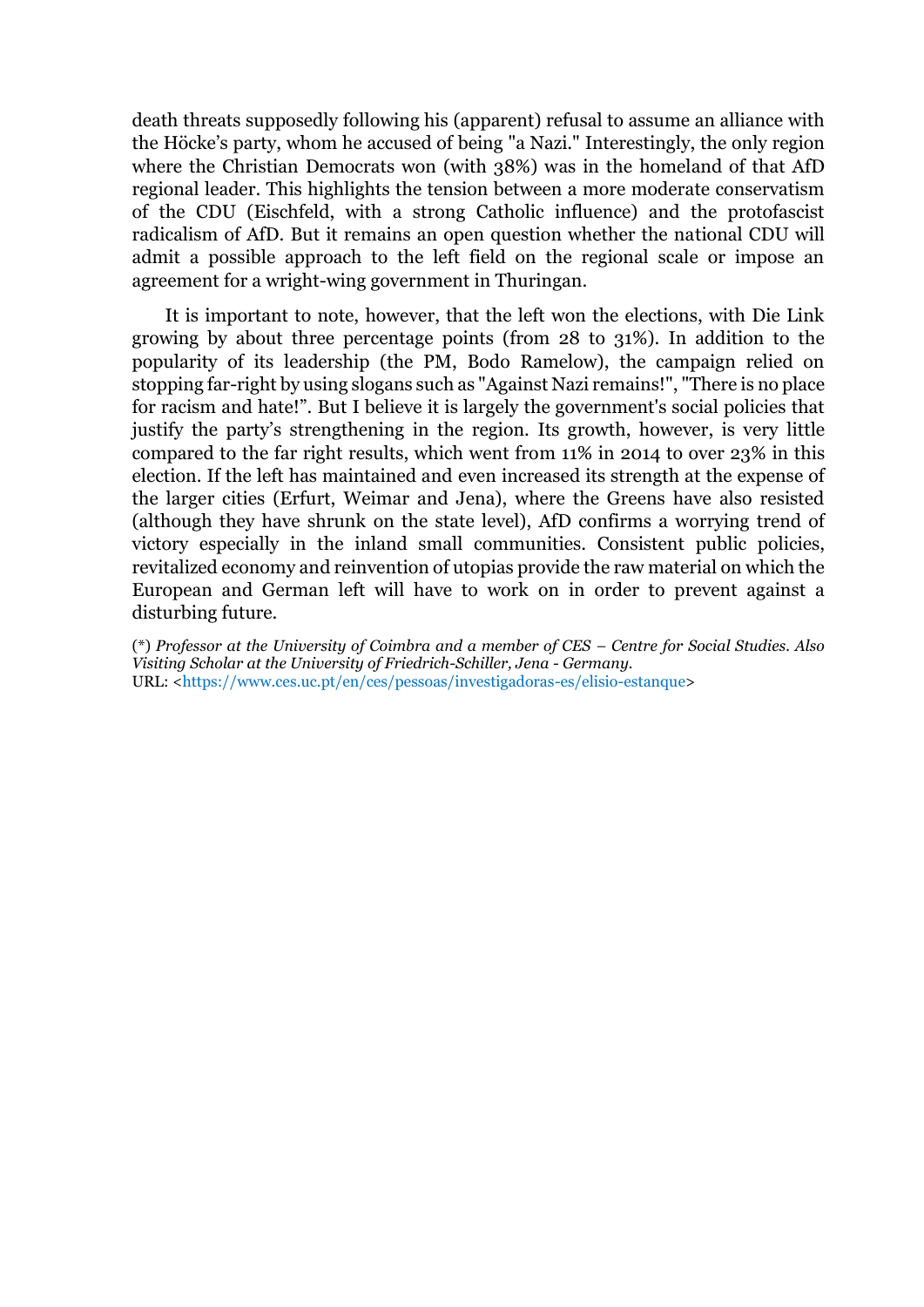death threats supposedly following his (apparent) refusal to assume an alliance with the Höcke's party, whom he accused of being "a Nazi." Interestingly, the only region where the Christian Democrats won (with 38%) was in the homeland of that AfD regional leader. This highlights the tension between a more moderate conservatism of the CDU (Eischfeld, with a strong Catholic influence) and the protofascist radicalism of AfD. But it remains an open question whether the national CDU will admit a possible approach to the left field on the regional scale or impose an agreement for a wright-wing government in Thuringan.

It is important to note, however, that the left won the elections, with Die Link growing by about three percentage points (from 28 to 31%). In addition to the popularity of its leadership (the PM, Bodo Ramelow), the campaign relied on stopping far-right by using slogans such as "Against Nazi remains!", "There is no place for racism and hate!". But I believe it is largely the government's social policies that justify the party's strengthening in the region. Its growth, however, is very little compared to the far right results, which went from 11% in 2014 to over 23% in this election. If the left has maintained and even increased its strength at the expense of the larger cities (Erfurt, Weimar and Jena), where the Greens have also resisted (although they have shrunk on the state level), AfD confirms a worrying trend of victory especially in the inland small communities. Consistent public policies, revitalized economy and reinvention of utopias provide the raw material on which the European and German left will have to work on in order to prevent against a disturbing future.

(\*) *Professor at the University of Coimbra and a member of CES – Centre for Social Studies. Also Visiting Scholar at the University of Friedrich-Schiller, Jena - Germany.*
URL: <https://www.ces.uc.pt/en/ces/pessoas/investigadoras-es/elisio-estanque>